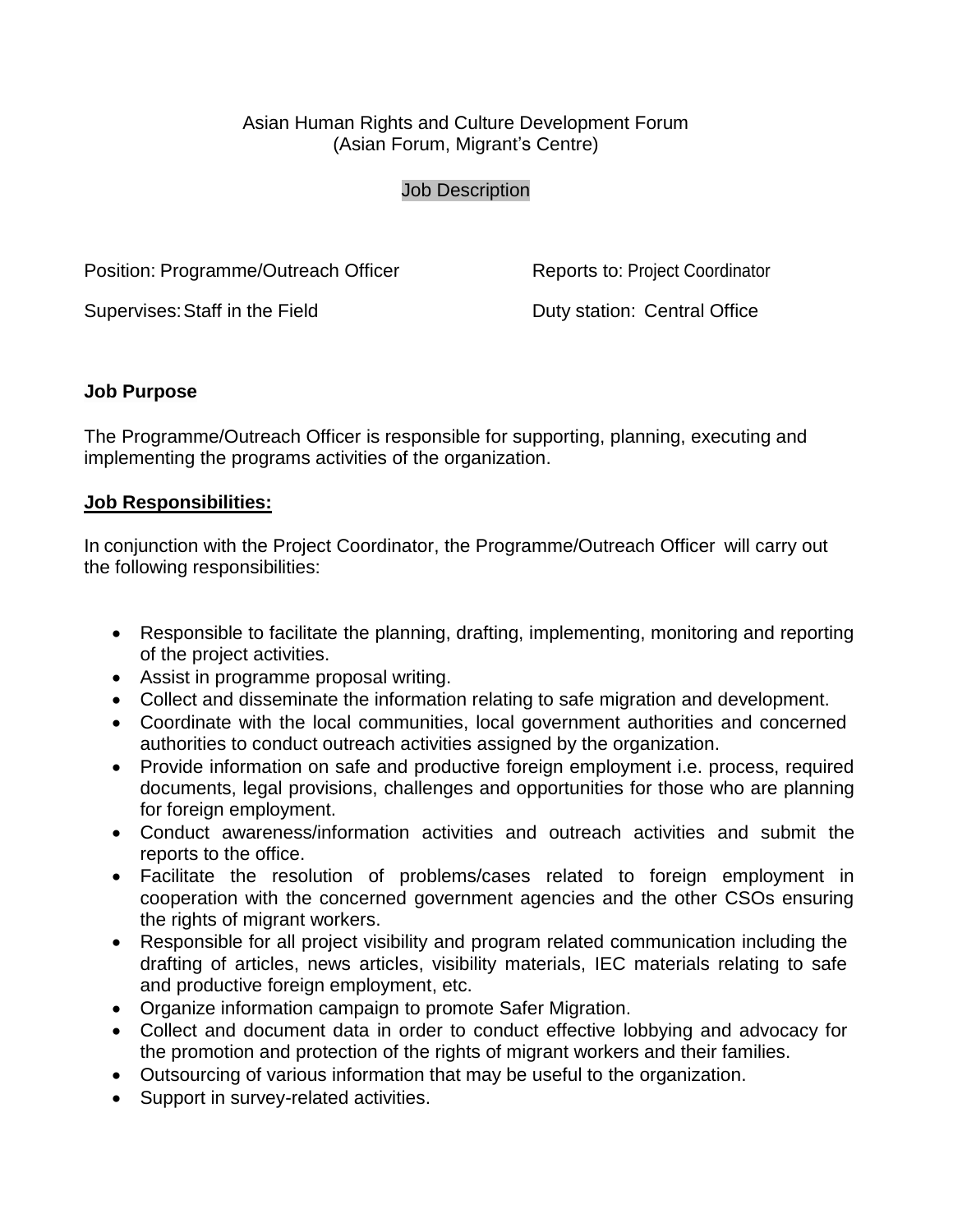Asian Human Rights and Culture Development Forum
(Asian Forum, Migrant's Centre)

Job Description

Position: Programme/Outreach Officer | Reports to: Project Coordinator

Supervises: Staff in the Field | Duty station: Central Office

**Job Purpose**

The Programme/Outreach Officer is responsible for supporting, planning, executing and implementing the programs activities of the organization.

**Job Responsibilities:**

In conjunction with the Project Coordinator, the Programme/Outreach Officer will carry out the following responsibilities:

- Responsible to facilitate the planning, drafting, implementing, monitoring and reporting of the project activities.
- Assist in programme proposal writing.
- Collect and disseminate the information relating to safe migration and development.
- Coordinate with the local communities, local government authorities and concerned authorities to conduct outreach activities assigned by the organization.
- Provide information on safe and productive foreign employment i.e. process, required documents, legal provisions, challenges and opportunities for those who are planning for foreign employment.
- Conduct awareness/information activities and outreach activities and submit the reports to the office.
- Facilitate the resolution of problems/cases related to foreign employment in cooperation with the concerned government agencies and the other CSOs ensuring the rights of migrant workers.
- Responsible for all project visibility and program related communication including the drafting of articles, news articles, visibility materials, IEC materials relating to safe and productive foreign employment, etc.
- Organize information campaign to promote Safer Migration.
- Collect and document data in order to conduct effective lobbying and advocacy for the promotion and protection of the rights of migrant workers and their families.
- Outsourcing of various information that may be useful to the organization.
- Support in survey-related activities.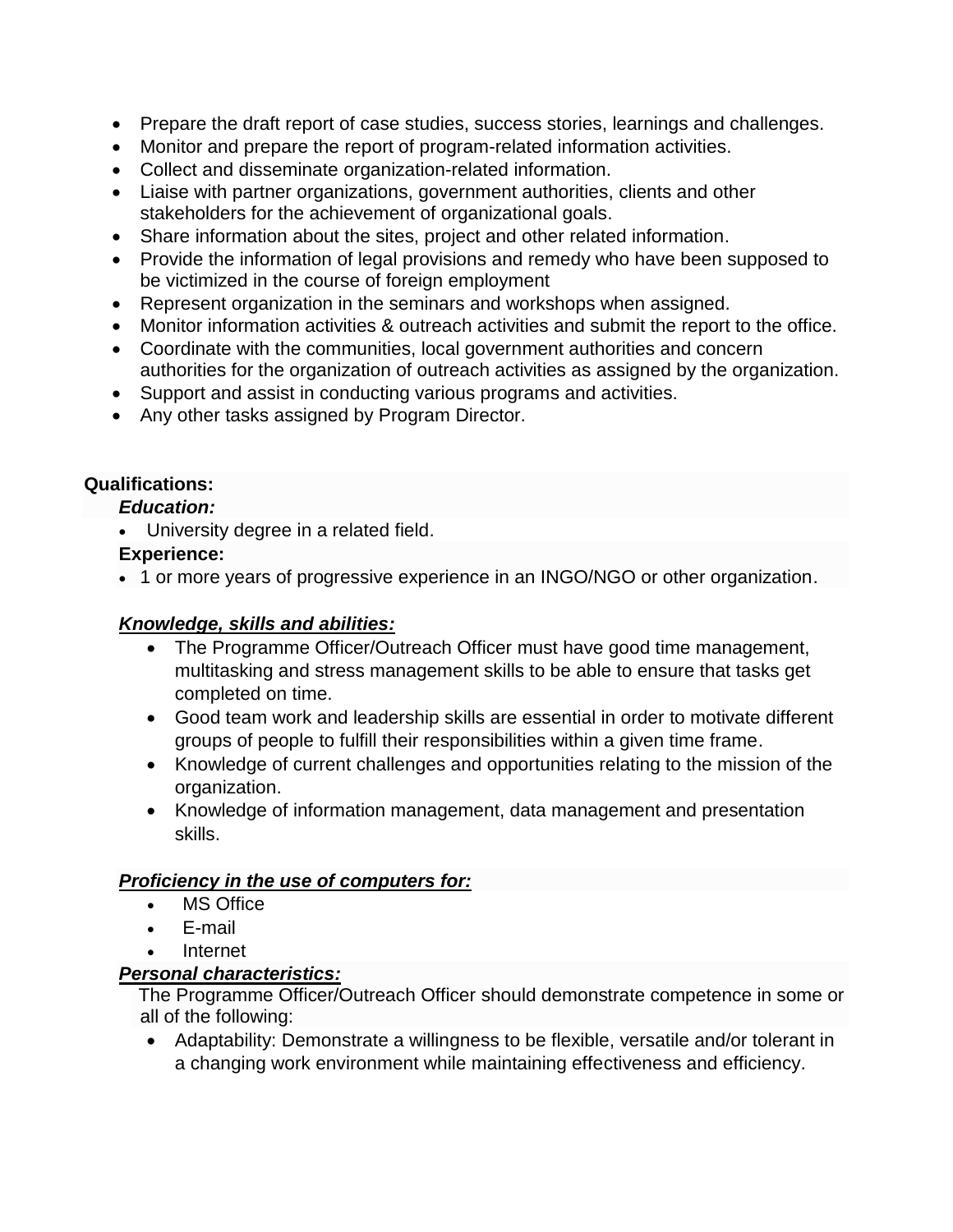- Prepare the draft report of case studies, success stories, learnings and challenges.
- Monitor and prepare the report of program-related information activities.
- Collect and disseminate organization-related information.
- Liaise with partner organizations, government authorities, clients and other stakeholders for the achievement of organizational goals.
- Share information about the sites, project and other related information.
- Provide the information of legal provisions and remedy who have been supposed to be victimized in the course of foreign employment
- Represent organization in the seminars and workshops when assigned.
- Monitor information activities & outreach activities and submit the report to the office.
- Coordinate with the communities, local government authorities and concern authorities for the organization of outreach activities as assigned by the organization.
- Support and assist in conducting various programs and activities.
- Any other tasks assigned by Program Director.

**Qualifications:**

***Education:***

- University degree in a related field.

**Experience:**

- 1 or more years of progressive experience in an INGO/NGO or other organization.

***Knowledge, skills and abilities:***

- The Programme Officer/Outreach Officer must have good time management, multitasking and stress management skills to be able to ensure that tasks get completed on time.
- Good team work and leadership skills are essential in order to motivate different groups of people to fulfill their responsibilities within a given time frame.
- Knowledge of current challenges and opportunities relating to the mission of the organization.
- Knowledge of information management, data management and presentation skills.

***Proficiency in the use of computers for:***

- MS Office
- E-mail
- Internet

***Personal characteristics:***

The Programme Officer/Outreach Officer should demonstrate competence in some or all of the following:

- Adaptability: Demonstrate a willingness to be flexible, versatile and/or tolerant in a changing work environment while maintaining effectiveness and efficiency.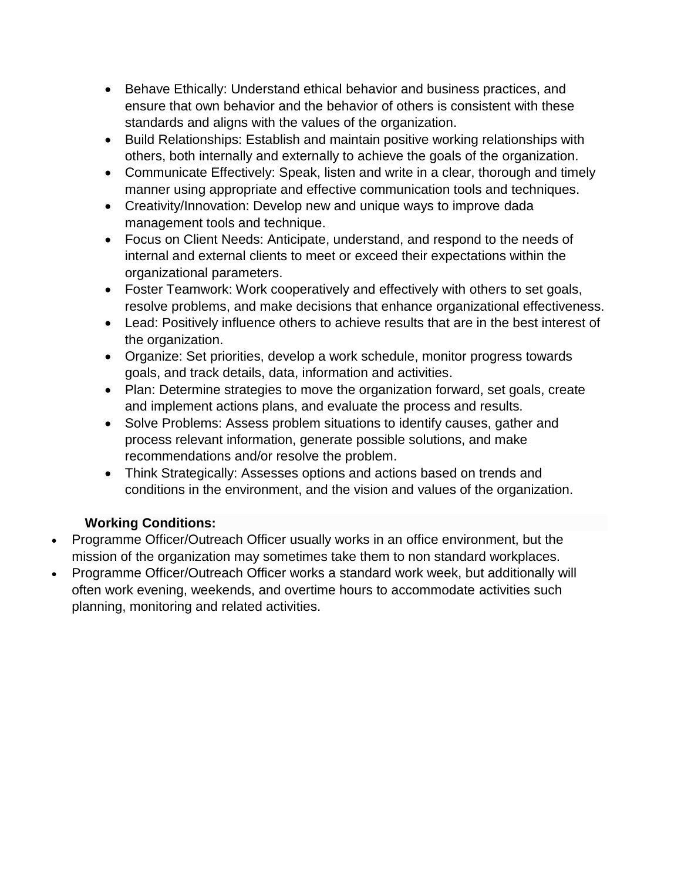- Behave Ethically: Understand ethical behavior and business practices, and ensure that own behavior and the behavior of others is consistent with these standards and aligns with the values of the organization.
- Build Relationships: Establish and maintain positive working relationships with others, both internally and externally to achieve the goals of the organization.
- Communicate Effectively: Speak, listen and write in a clear, thorough and timely manner using appropriate and effective communication tools and techniques.
- Creativity/Innovation: Develop new and unique ways to improve dada management tools and technique.
- Focus on Client Needs: Anticipate, understand, and respond to the needs of internal and external clients to meet or exceed their expectations within the organizational parameters.
- Foster Teamwork: Work cooperatively and effectively with others to set goals, resolve problems, and make decisions that enhance organizational effectiveness.
- Lead: Positively influence others to achieve results that are in the best interest of the organization.
- Organize: Set priorities, develop a work schedule, monitor progress towards goals, and track details, data, information and activities.
- Plan: Determine strategies to move the organization forward, set goals, create and implement actions plans, and evaluate the process and results.
- Solve Problems: Assess problem situations to identify causes, gather and process relevant information, generate possible solutions, and make recommendations and/or resolve the problem.
- Think Strategically: Assesses options and actions based on trends and conditions in the environment, and the vision and values of the organization.

**Working Conditions:**

- Programme Officer/Outreach Officer usually works in an office environment, but the mission of the organization may sometimes take them to non standard workplaces.
- Programme Officer/Outreach Officer works a standard work week, but additionally will often work evening, weekends, and overtime hours to accommodate activities such planning, monitoring and related activities.